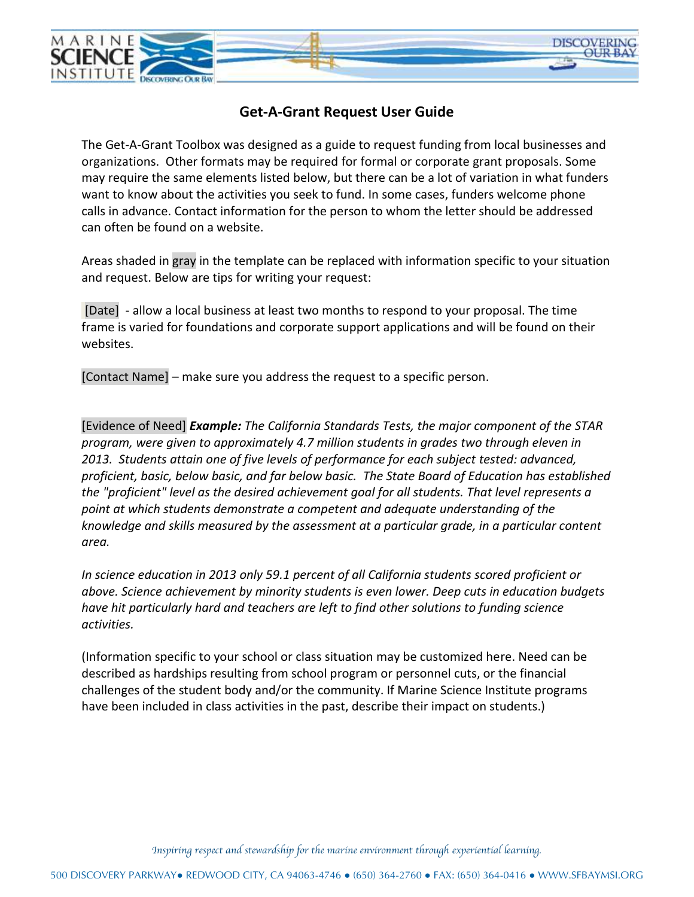# Get-A-Grant Request User Guide

The Get-A-Grant Toolbox was designed as a guide to request funding from local businesses and organizations. Other formats may be required for formal or corporate grant proposals. Some may require the same elements listed below, but there can be a lot of variation in what funders want to know about the activities you seek to fund. In some cases, funders welcome phone calls in advance. Contact information for the person to whom the letter should be addressed can often be found on a website.

Areas shaded in gray in the template can be replaced with information specific to your situation and request. Below are tips for writing your request:

[Date] - allow a local business at least two months to respond to your proposal. The time frame is varied for foundations and corporate support applications and will be found on their websites.

[Contact Name] – make sure you address the request to a specific person.

[Evidence of Need] ***Example:*** *The California Standards Tests, the major component of the STAR program, were given to approximately 4.7 million students in grades two through eleven in 2013. Students attain one of five levels of performance for each subject tested: advanced, proficient, basic, below basic, and far below basic. The State Board of Education has established the "proficient" level as the desired achievement goal for all students. That level represents a point at which students demonstrate a competent and adequate understanding of the knowledge and skills measured by the assessment at a particular grade, in a particular content area.*

*In science education in 2013 only 59.1 percent of all California students scored proficient or above. Science achievement by minority students is even lower. Deep cuts in education budgets have hit particularly hard and teachers are left to find other solutions to funding science activities.*

(Information specific to your school or class situation may be customized here. Need can be described as hardships resulting from school program or personnel cuts, or the financial challenges of the student body and/or the community. If Marine Science Institute programs have been included in class activities in the past, describe their impact on students.)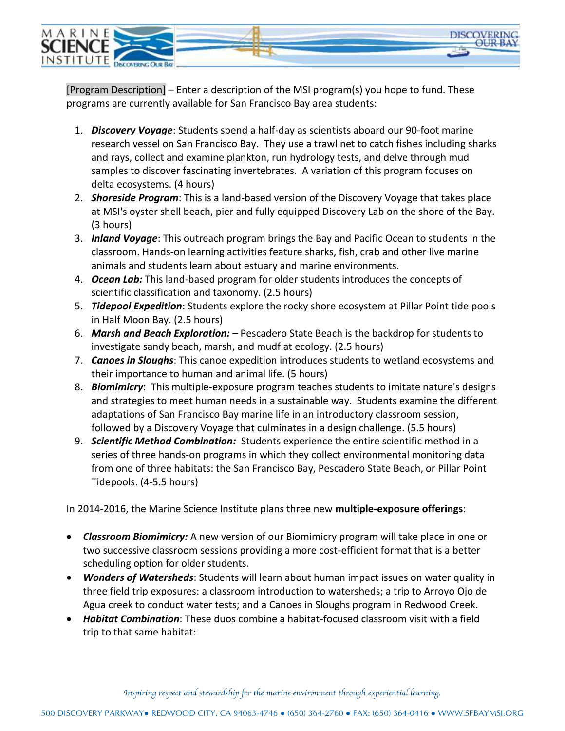[Program Description] – Enter a description of the MSI program(s) you hope to fund. These programs are currently available for San Francisco Bay area students:

1. ***Discovery Voyage***: Students spend a half-day as scientists aboard our 90-foot marine research vessel on San Francisco Bay. They use a trawl net to catch fishes including sharks and rays, collect and examine plankton, run hydrology tests, and delve through mud samples to discover fascinating invertebrates. A variation of this program focuses on delta ecosystems. (4 hours)
2. ***Shoreside Program***: This is a land-based version of the Discovery Voyage that takes place at MSI's oyster shell beach, pier and fully equipped Discovery Lab on the shore of the Bay. (3 hours)
3. ***Inland Voyage***: This outreach program brings the Bay and Pacific Ocean to students in the classroom. Hands-on learning activities feature sharks, fish, crab and other live marine animals and students learn about estuary and marine environments.
4. ***Ocean Lab:*** This land-based program for older students introduces the concepts of scientific classification and taxonomy. (2.5 hours)
5. ***Tidepool Expedition***: Students explore the rocky shore ecosystem at Pillar Point tide pools in Half Moon Bay. (2.5 hours)
6. ***Marsh and Beach Exploration:*** – Pescadero State Beach is the backdrop for students to investigate sandy beach, marsh, and mudflat ecology. (2.5 hours)
7. ***Canoes in Sloughs***: This canoe expedition introduces students to wetland ecosystems and their importance to human and animal life. (5 hours)
8. ***Biomimicry***: This multiple-exposure program teaches students to imitate nature's designs and strategies to meet human needs in a sustainable way. Students examine the different adaptations of San Francisco Bay marine life in an introductory classroom session, followed by a Discovery Voyage that culminates in a design challenge. (5.5 hours)
9. ***Scientific Method Combination:*** Students experience the entire scientific method in a series of three hands-on programs in which they collect environmental monitoring data from one of three habitats: the San Francisco Bay, Pescadero State Beach, or Pillar Point Tidepools. (4-5.5 hours)

In 2014-2016, the Marine Science Institute plans three new **multiple-exposure offerings**:

- ***Classroom Biomimicry:*** A new version of our Biomimicry program will take place in one or two successive classroom sessions providing a more cost-efficient format that is a better scheduling option for older students.
- ***Wonders of Watersheds***: Students will learn about human impact issues on water quality in three field trip exposures: a classroom introduction to watersheds; a trip to Arroyo Ojo de Agua creek to conduct water tests; and a Canoes in Sloughs program in Redwood Creek.
- ***Habitat Combination***: These duos combine a habitat-focused classroom visit with a field trip to that same habitat: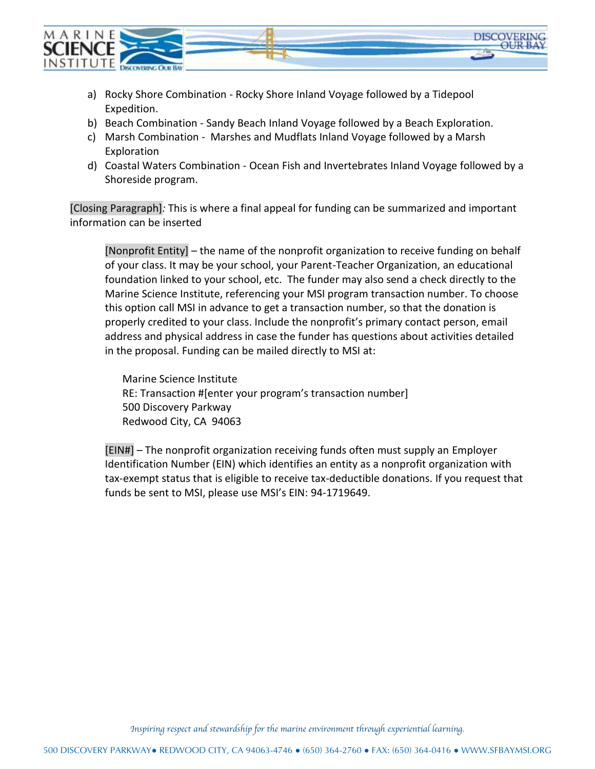a) Rocky Shore Combination - Rocky Shore Inland Voyage followed by a Tidepool Expedition.
b) Beach Combination - Sandy Beach Inland Voyage followed by a Beach Exploration.
c) Marsh Combination - Marshes and Mudflats Inland Voyage followed by a Marsh Exploration
d) Coastal Waters Combination - Ocean Fish and Invertebrates Inland Voyage followed by a Shoreside program.

[Closing Paragraph]: This is where a final appeal for funding can be summarized and important information can be inserted

> [Nonprofit Entity] – the name of the nonprofit organization to receive funding on behalf of your class. It may be your school, your Parent-Teacher Organization, an educational foundation linked to your school, etc. The funder may also send a check directly to the Marine Science Institute, referencing your MSI program transaction number. To choose this option call MSI in advance to get a transaction number, so that the donation is properly credited to your class. Include the nonprofit's primary contact person, email address and physical address in case the funder has questions about activities detailed in the proposal. Funding can be mailed directly to MSI at:
>
> Marine Science Institute
> RE: Transaction #[enter your program's transaction number]
> 500 Discovery Parkway
> Redwood City, CA 94063
>
> [EIN#] – The nonprofit organization receiving funds often must supply an Employer Identification Number (EIN) which identifies an entity as a nonprofit organization with tax-exempt status that is eligible to receive tax-deductible donations. If you request that funds be sent to MSI, please use MSI's EIN: 94-1719649.